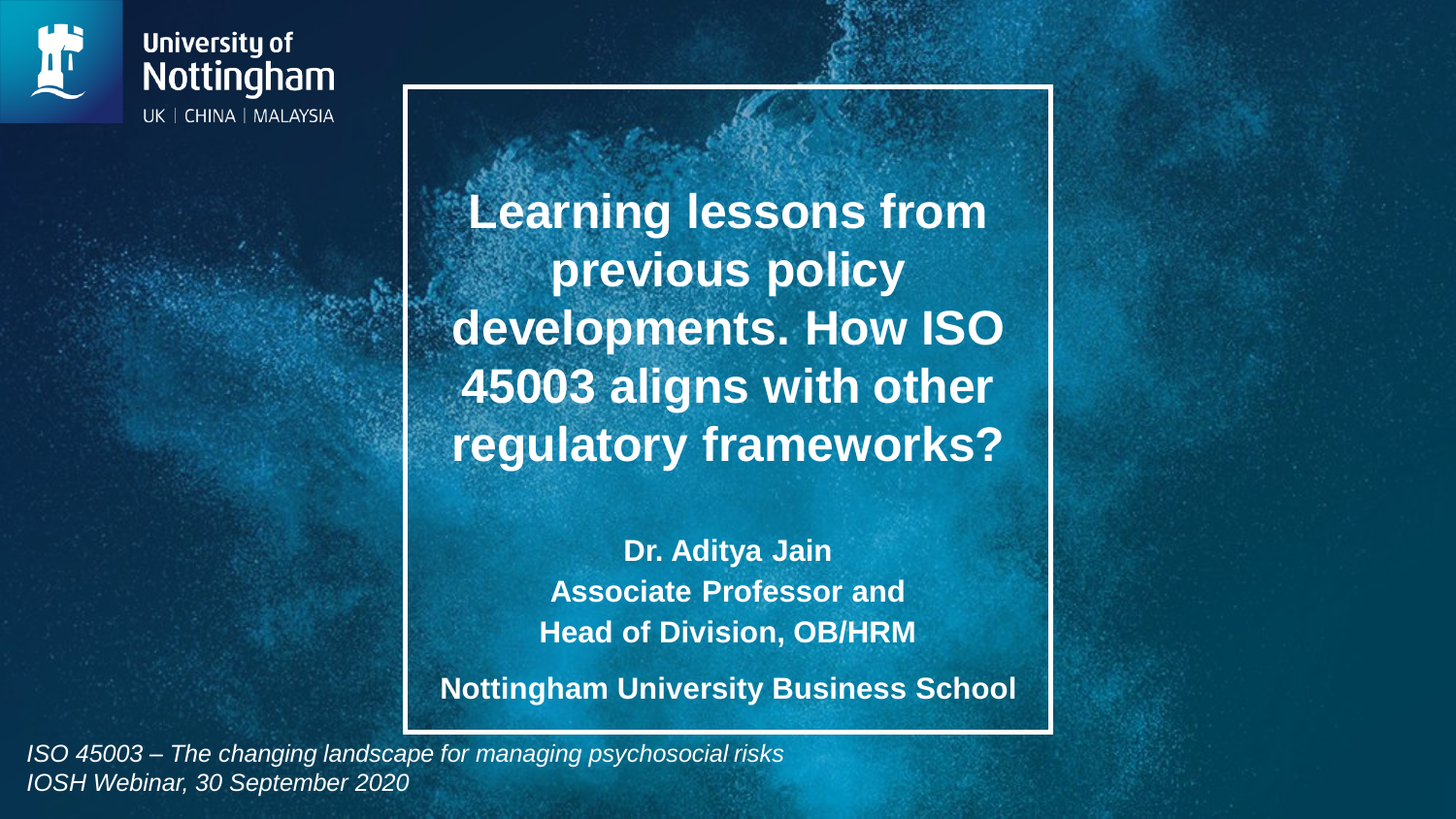University of Nottingham

UK | CHINA | MALAYSIA

# Learning lessons from previous policy developments. How ISO 45003 aligns with other regulatory frameworks?

**Dr. Aditya Jain**
**Associate Professor and Head of Division, OB/HRM**

**Nottingham University Business School**

*ISO 45003 – The changing landscape for managing psychosocial risks*
*IOSH Webinar, 30 September 2020*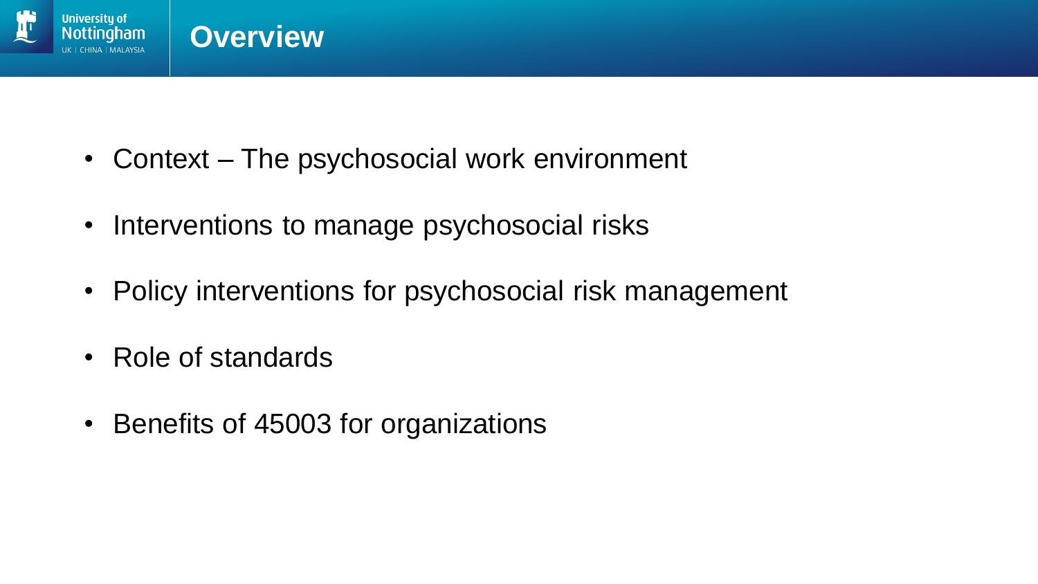# Overview

- Context – The psychosocial work environment
- Interventions to manage psychosocial risks
- Policy interventions for psychosocial risk management
- Role of standards
- Benefits of 45003 for organizations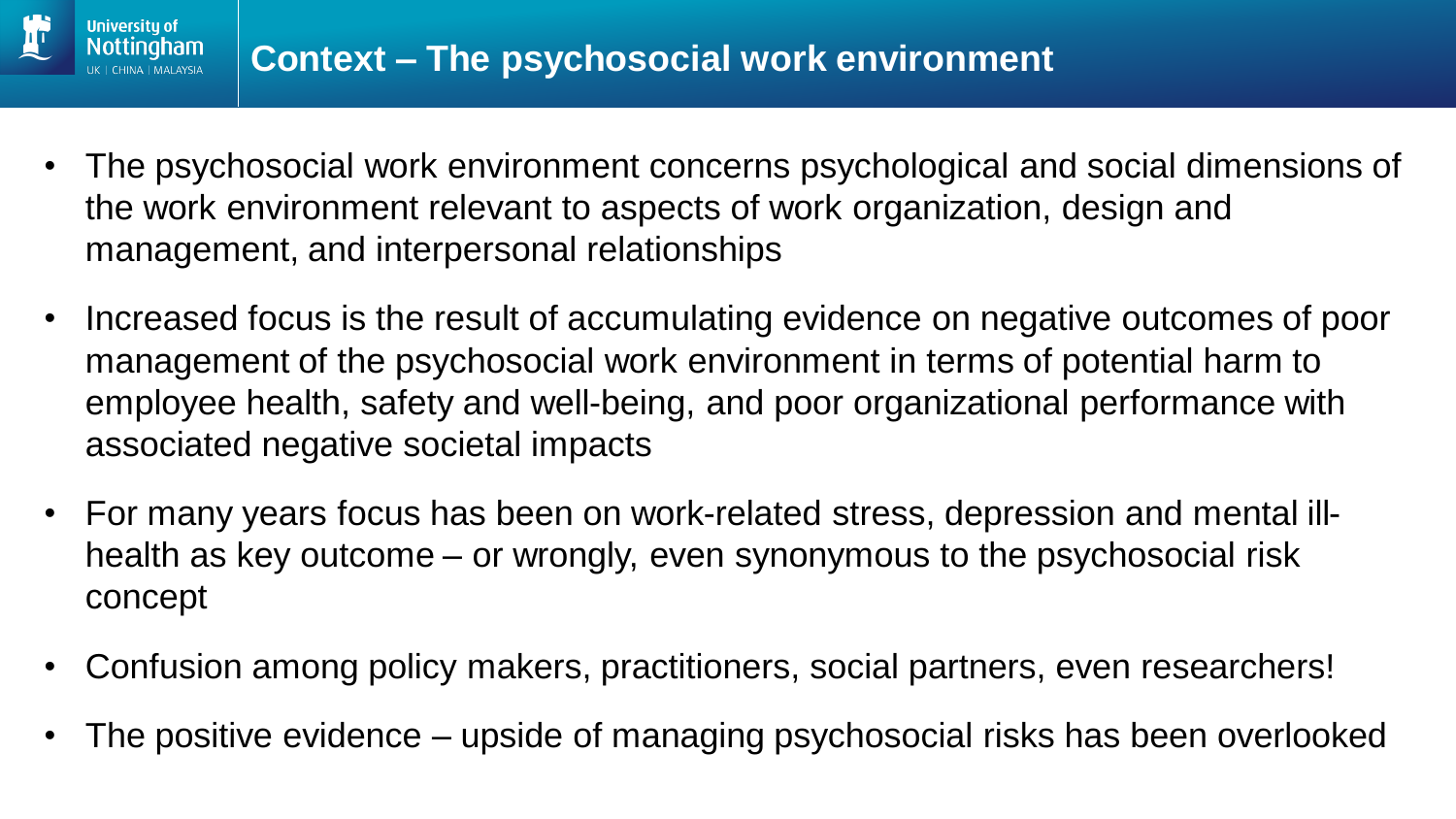# Context – The psychosocial work environment

- The psychosocial work environment concerns psychological and social dimensions of the work environment relevant to aspects of work organization, design and management, and interpersonal relationships
- Increased focus is the result of accumulating evidence on negative outcomes of poor management of the psychosocial work environment in terms of potential harm to employee health, safety and well-being, and poor organizational performance with associated negative societal impacts
- For many years focus has been on work-related stress, depression and mental ill-health as key outcome – or wrongly, even synonymous to the psychosocial risk concept
- Confusion among policy makers, practitioners, social partners, even researchers!
- The positive evidence – upside of managing psychosocial risks has been overlooked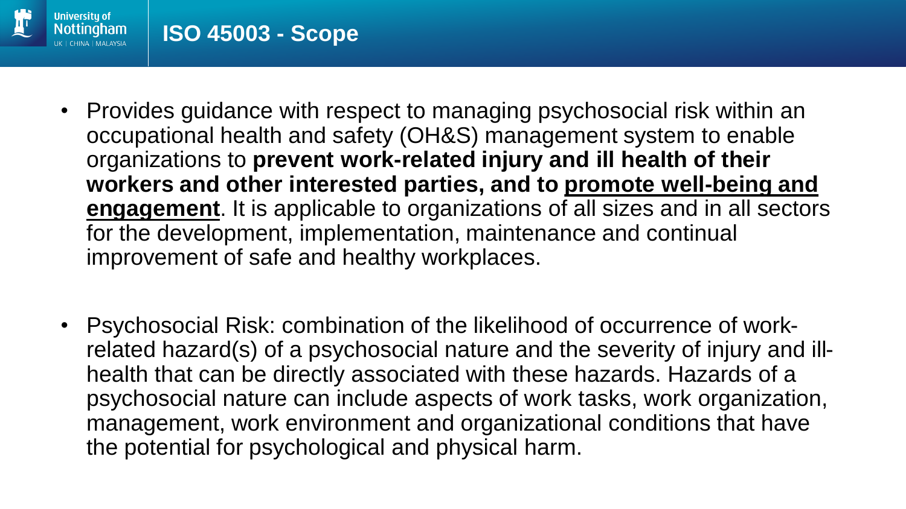# ISO 45003 - Scope

- Provides guidance with respect to managing psychosocial risk within an occupational health and safety (OH&S) management system to enable organizations to **prevent work-related injury and ill health of their workers and other interested parties, and to <u>promote well-being and engagement</u>**. It is applicable to organizations of all sizes and in all sectors for the development, implementation, maintenance and continual improvement of safe and healthy workplaces.

- Psychosocial Risk: combination of the likelihood of occurrence of work-related hazard(s) of a psychosocial nature and the severity of injury and ill-health that can be directly associated with these hazards. Hazards of a psychosocial nature can include aspects of work tasks, work organization, management, work environment and organizational conditions that have the potential for psychological and physical harm.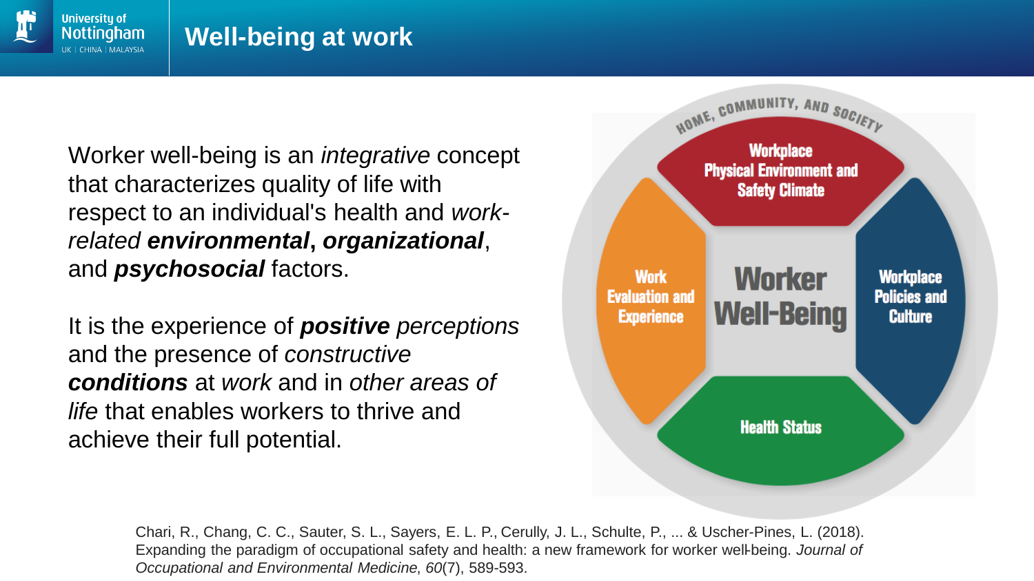# Well-being at work

Worker well-being is an *integrative* concept that characterizes quality of life with respect to an individual's health and *work-related* ***environmental***, ***organizational***, and ***psychosocial*** factors.

It is the experience of ***positive*** *perceptions* and the presence of *constructive* ***conditions*** at *work* and in *other areas of life* that enables workers to thrive and achieve their full potential.

HOME, COMMUNITY, AND SOCIETY

**Worker Well-Being**

- Workplace Physical Environment and Safety Climate
- Workplace Policies and Culture
- Health Status
- Work Evaluation and Experience

Chari, R., Chang, C. C., Sauter, S. L., Sayers, E. L. P., Cerully, J. L., Schulte, P., ... & Uscher-Pines, L. (2018). Expanding the paradigm of occupational safety and health: a new framework for worker well-being. *Journal of Occupational and Environmental Medicine*, *60*(7), 589-593.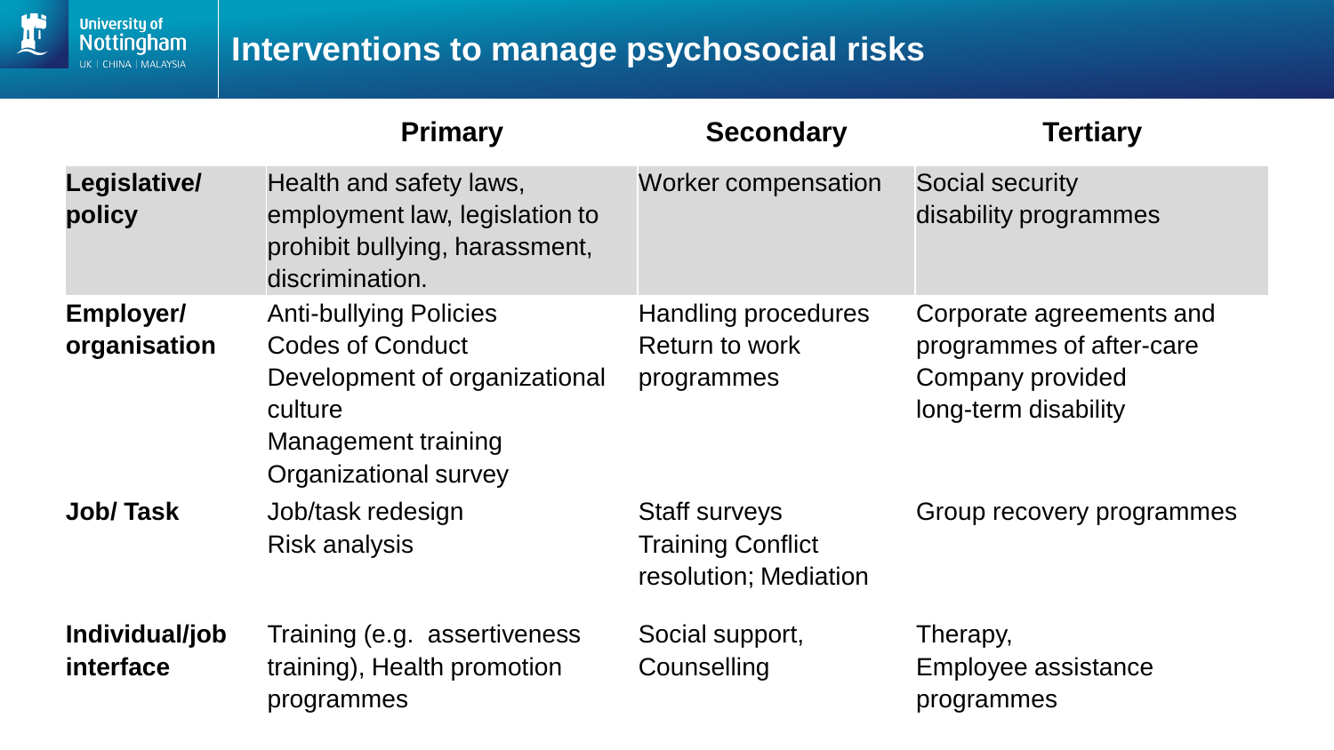# Interventions to manage psychosocial risks

| | Primary | Secondary | Tertiary |
|---|---|---|---|
| **Legislative/ policy** | Health and safety laws, employment law, legislation to prohibit bullying, harassment, discrimination. | Worker compensation | Social security disability programmes |
| **Employer/ organisation** | Anti-bullying Policies<br>Codes of Conduct<br>Development of organizational culture<br>Management training<br>Organizational survey | Handling procedures<br>Return to work programmes | Corporate agreements and programmes of after-care<br>Company provided long-term disability |
| **Job/ Task** | Job/task redesign<br>Risk analysis | Staff surveys<br>Training Conflict resolution; Mediation | Group recovery programmes |
| **Individual/job interface** | Training (e.g. assertiveness training), Health promotion programmes | Social support, Counselling | Therapy, Employee assistance programmes |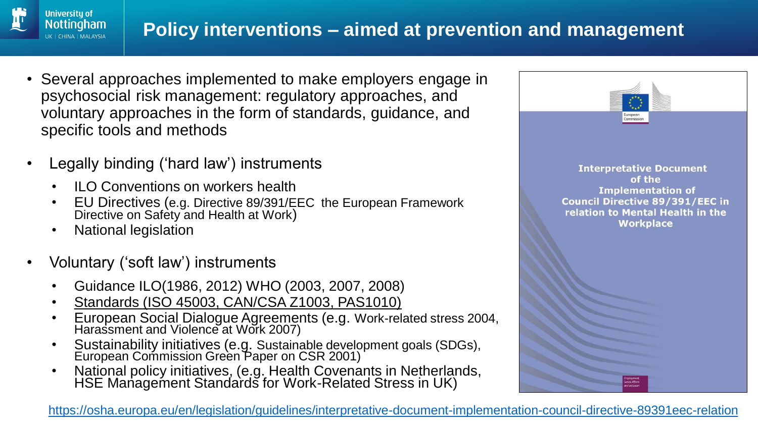# Policy interventions – aimed at prevention and management

- Several approaches implemented to make employers engage in psychosocial risk management: regulatory approaches, and voluntary approaches in the form of standards, guidance, and specific tools and methods

- Legally binding ('hard law') instruments
  - ILO Conventions on workers health
  - EU Directives (e.g. Directive 89/391/EEC the European Framework Directive on Safety and Health at Work)
  - National legislation

- Voluntary ('soft law') instruments
  - Guidance ILO(1986, 2012) WHO (2003, 2007, 2008)
  - Standards (ISO 45003, CAN/CSA Z1003, PAS1010)
  - European Social Dialogue Agreements (e.g. Work-related stress 2004, Harassment and Violence at Work 2007)
  - Sustainability initiatives (e.g. Sustainable development goals (SDGs), European Commission Green Paper on CSR 2001)
  - National policy initiatives, (e.g. Health Covenants in Netherlands, HSE Management Standards for Work-Related Stress in UK)

**Interpretative Document of the Implementation of Council Directive 89/391/EEC in relation to Mental Health in the Workplace**

https://osha.europa.eu/en/legislation/guidelines/interpretative-document-implementation-council-directive-89391eec-relation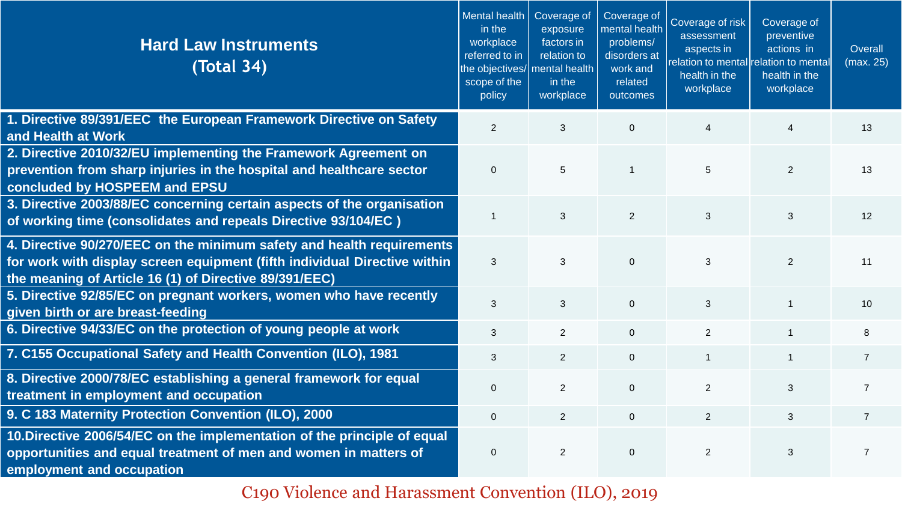| Hard Law Instruments (Total 34) | Mental health in the workplace referred to in the objectives/ scope of the policy | Coverage of exposure factors in relation to mental health in the workplace | Coverage of mental health problems/ disorders at work and related outcomes | Coverage of risk assessment aspects in relation to mental health in the workplace | Coverage of preventive actions in relation to mental health in the workplace | Overall (max. 25) |
|---|---|---|---|---|---|---|
| **1. Directive 89/391/EEC the European Framework Directive on Safety and Health at Work** | 2 | 3 | 0 | 4 | 4 | 13 |
| **2. Directive 2010/32/EU implementing the Framework Agreement on prevention from sharp injuries in the hospital and healthcare sector concluded by HOSPEEM and EPSU** | 0 | 5 | 1 | 5 | 2 | 13 |
| **3. Directive 2003/88/EC concerning certain aspects of the organisation of working time (consolidates and repeals Directive 93/104/EC )** | 1 | 3 | 2 | 3 | 3 | 12 |
| **4. Directive 90/270/EEC on the minimum safety and health requirements for work with display screen equipment (fifth individual Directive within the meaning of Article 16 (1) of Directive 89/391/EEC)** | 3 | 3 | 0 | 3 | 2 | 11 |
| **5. Directive 92/85/EC on pregnant workers, women who have recently given birth or are breast-feeding** | 3 | 3 | 0 | 3 | 1 | 10 |
| **6. Directive 94/33/EC on the protection of young people at work** | 3 | 2 | 0 | 2 | 1 | 8 |
| **7. C155 Occupational Safety and Health Convention (ILO), 1981** | 3 | 2 | 0 | 1 | 1 | 7 |
| **8. Directive 2000/78/EC establishing a general framework for equal treatment in employment and occupation** | 0 | 2 | 0 | 2 | 3 | 7 |
| **9. C 183 Maternity Protection Convention (ILO), 2000** | 0 | 2 | 0 | 2 | 3 | 7 |
| **10.Directive 2006/54/EC on the implementation of the principle of equal opportunities and equal treatment of men and women in matters of employment and occupation** | 0 | 2 | 0 | 2 | 3 | 7 |

C190 Violence and Harassment Convention (ILO), 2019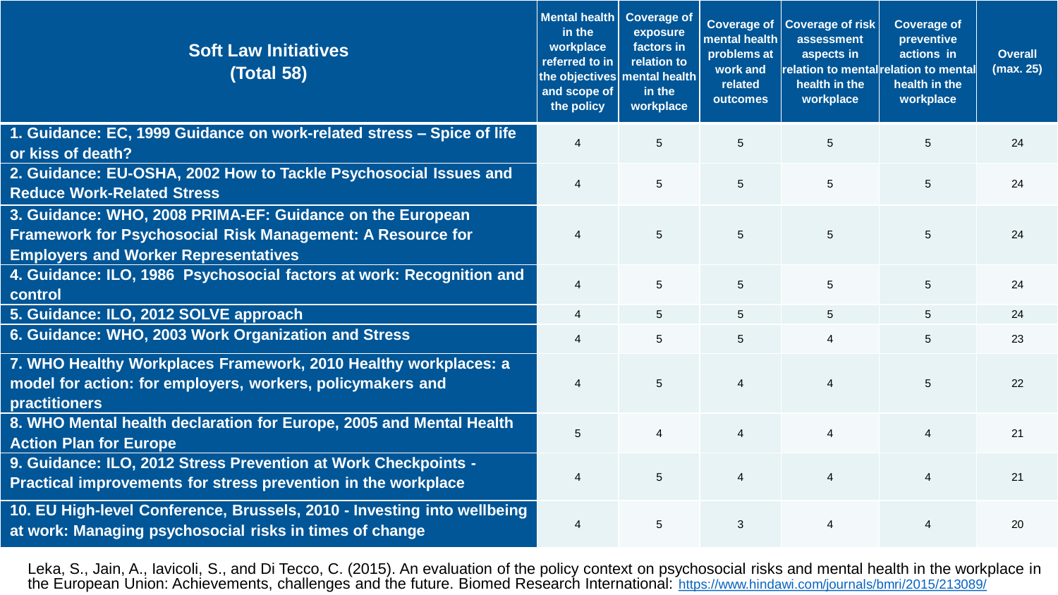| Soft Law Initiatives (Total 58) | Mental health in the workplace referred to in the objectives and scope of the policy | Coverage of exposure factors in relation to mental health in the workplace | Coverage of mental health problems at work and related outcomes | Coverage of risk assessment aspects in relation to mental health in the workplace | Coverage of preventive actions in relation to mental health in the workplace | Overall (max. 25) |
|---|---|---|---|---|---|---|
| **1. Guidance: EC, 1999 Guidance on work-related stress – Spice of life or kiss of death?** | 4 | 5 | 5 | 5 | 5 | 24 |
| **2. Guidance: EU-OSHA, 2002 How to Tackle Psychosocial Issues and Reduce Work-Related Stress** | 4 | 5 | 5 | 5 | 5 | 24 |
| **3. Guidance: WHO, 2008 PRIMA-EF: Guidance on the European Framework for Psychosocial Risk Management: A Resource for Employers and Worker Representatives** | 4 | 5 | 5 | 5 | 5 | 24 |
| **4. Guidance: ILO, 1986 Psychosocial factors at work: Recognition and control** | 4 | 5 | 5 | 5 | 5 | 24 |
| **5. Guidance: ILO, 2012 SOLVE approach** | 4 | 5 | 5 | 5 | 5 | 24 |
| **6. Guidance: WHO, 2003 Work Organization and Stress** | 4 | 5 | 5 | 4 | 5 | 23 |
| **7. WHO Healthy Workplaces Framework, 2010 Healthy workplaces: a model for action: for employers, workers, policymakers and practitioners** | 4 | 5 | 4 | 4 | 5 | 22 |
| **8. WHO Mental health declaration for Europe, 2005 and Mental Health Action Plan for Europe** | 5 | 4 | 4 | 4 | 4 | 21 |
| **9. Guidance: ILO, 2012 Stress Prevention at Work Checkpoints - Practical improvements for stress prevention in the workplace** | 4 | 5 | 4 | 4 | 4 | 21 |
| **10. EU High-level Conference, Brussels, 2010 - Investing into wellbeing at work: Managing psychosocial risks in times of change** | 4 | 5 | 3 | 4 | 4 | 20 |

Leka, S., Jain, A., Iavicoli, S., and Di Tecco, C. (2015). An evaluation of the policy context on psychosocial risks and mental health in the workplace in the European Union: Achievements, challenges and the future. Biomed Research International: https://www.hindawi.com/journals/bmri/2015/213089/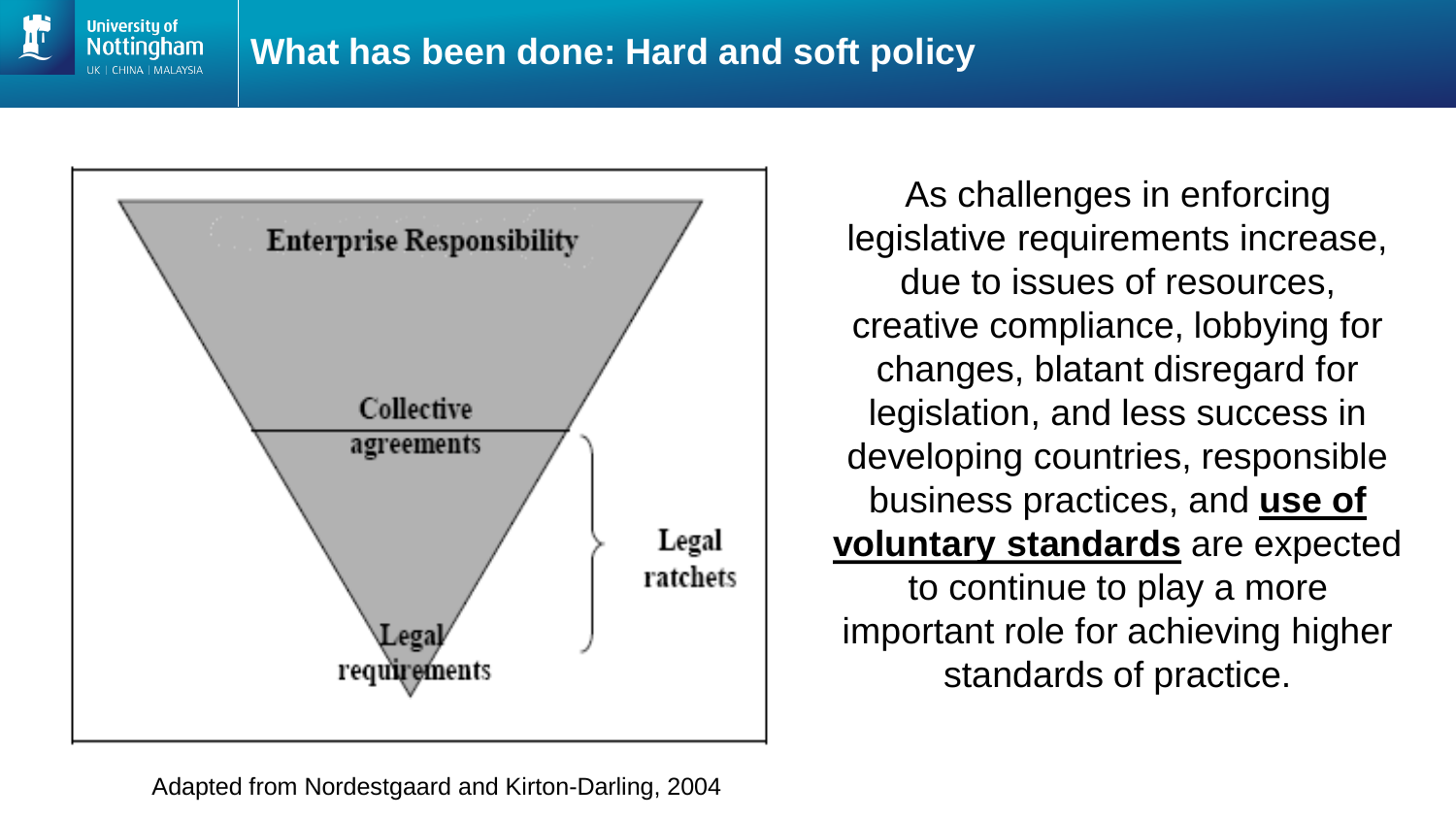# What has been done: Hard and soft policy

Enterprise Responsibility

Collective agreements

Legal requirements

Legal ratchets

Adapted from Nordestgaard and Kirton-Darling, 2004

As challenges in enforcing legislative requirements increase, due to issues of resources, creative compliance, lobbying for changes, blatant disregard for legislation, and less success in developing countries, responsible business practices, and **use of voluntary standards** are expected to continue to play a more important role for achieving higher standards of practice.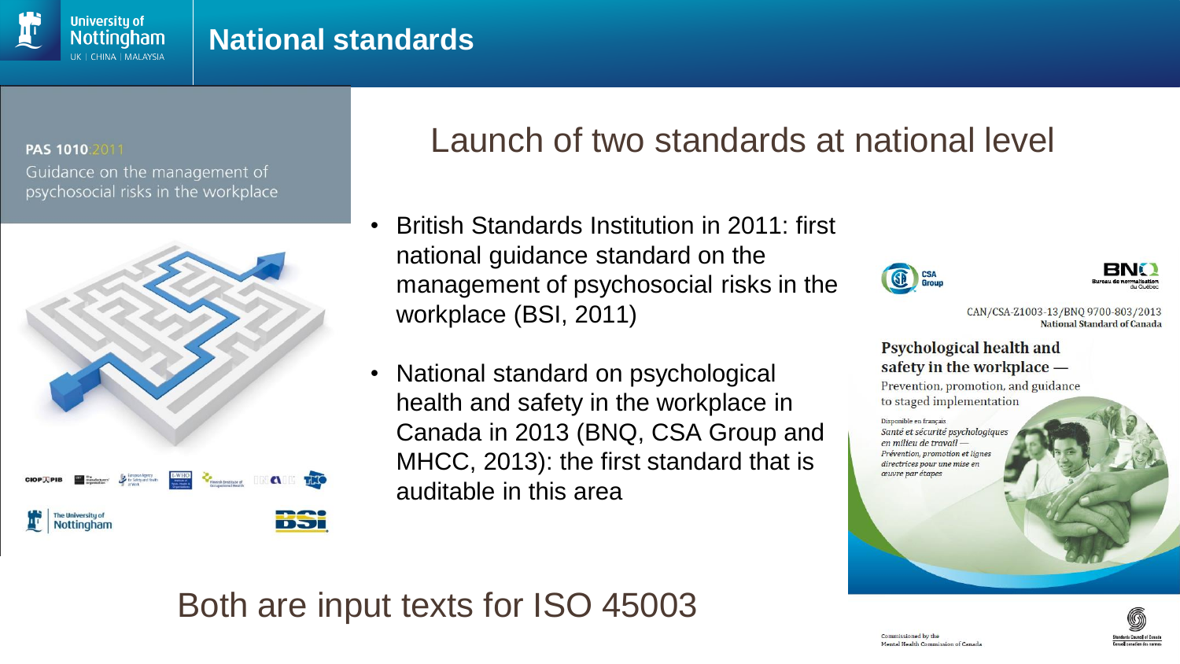# National standards

PAS 1010:2011
Guidance on the management of psychosocial risks in the workplace

## Launch of two standards at national level

- British Standards Institution in 2011: first national guidance standard on the management of psychosocial risks in the workplace (BSI, 2011)
- National standard on psychological health and safety in the workplace in Canada in 2013 (BNQ, CSA Group and MHCC, 2013): the first standard that is auditable in this area

CAN/CSA-Z1003-13/BNQ 9700-803/2013
National Standard of Canada

**Psychological health and safety in the workplace —**
Prevention, promotion, and guidance to staged implementation

Disponible en français
*Santé et sécurité psychologiques en milieu de travail — Prévention, promotion et lignes directrices pour une mise en œuvre par étapes*

Commissioned by the Mental Health Commission of Canada

Both are input texts for ISO 45003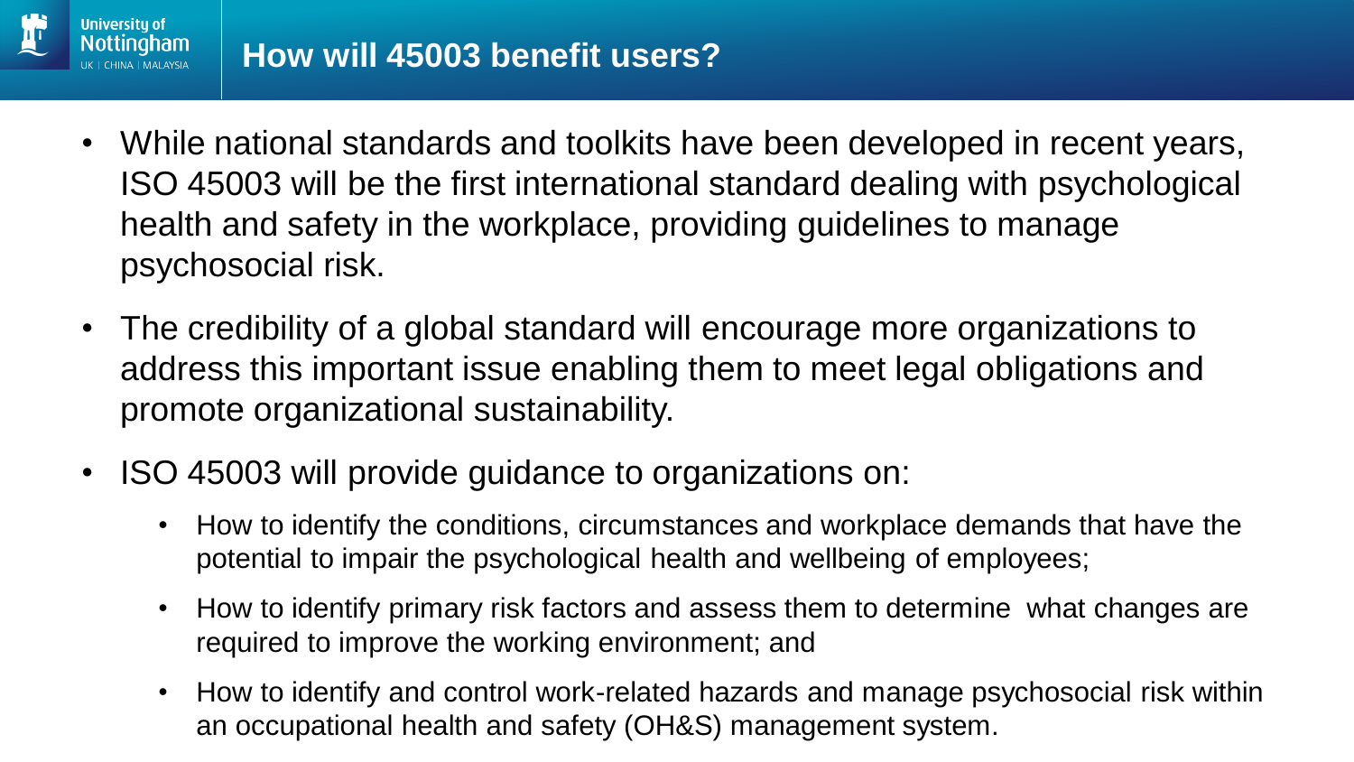## How will 45003 benefit users?

- While national standards and toolkits have been developed in recent years, ISO 45003 will be the first international standard dealing with psychological health and safety in the workplace, providing guidelines to manage psychosocial risk.
- The credibility of a global standard will encourage more organizations to address this important issue enabling them to meet legal obligations and promote organizational sustainability.
- ISO 45003 will provide guidance to organizations on:
  - How to identify the conditions, circumstances and workplace demands that have the potential to impair the psychological health and wellbeing of employees;
  - How to identify primary risk factors and assess them to determine what changes are required to improve the working environment; and
  - How to identify and control work-related hazards and manage psychosocial risk within an occupational health and safety (OH&S) management system.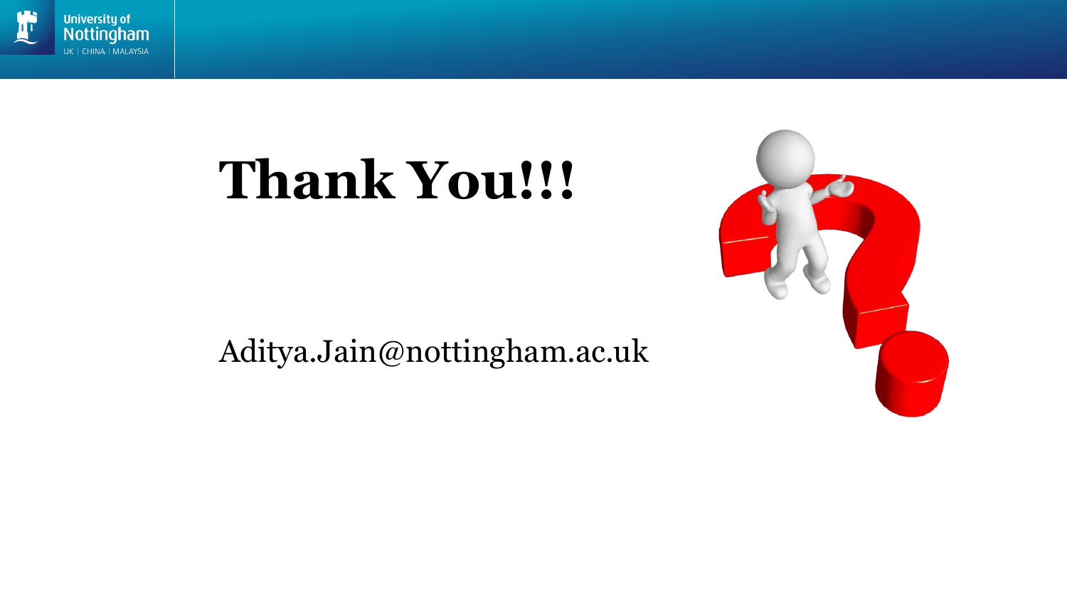# Thank You!!!

Aditya.Jain@nottingham.ac.uk